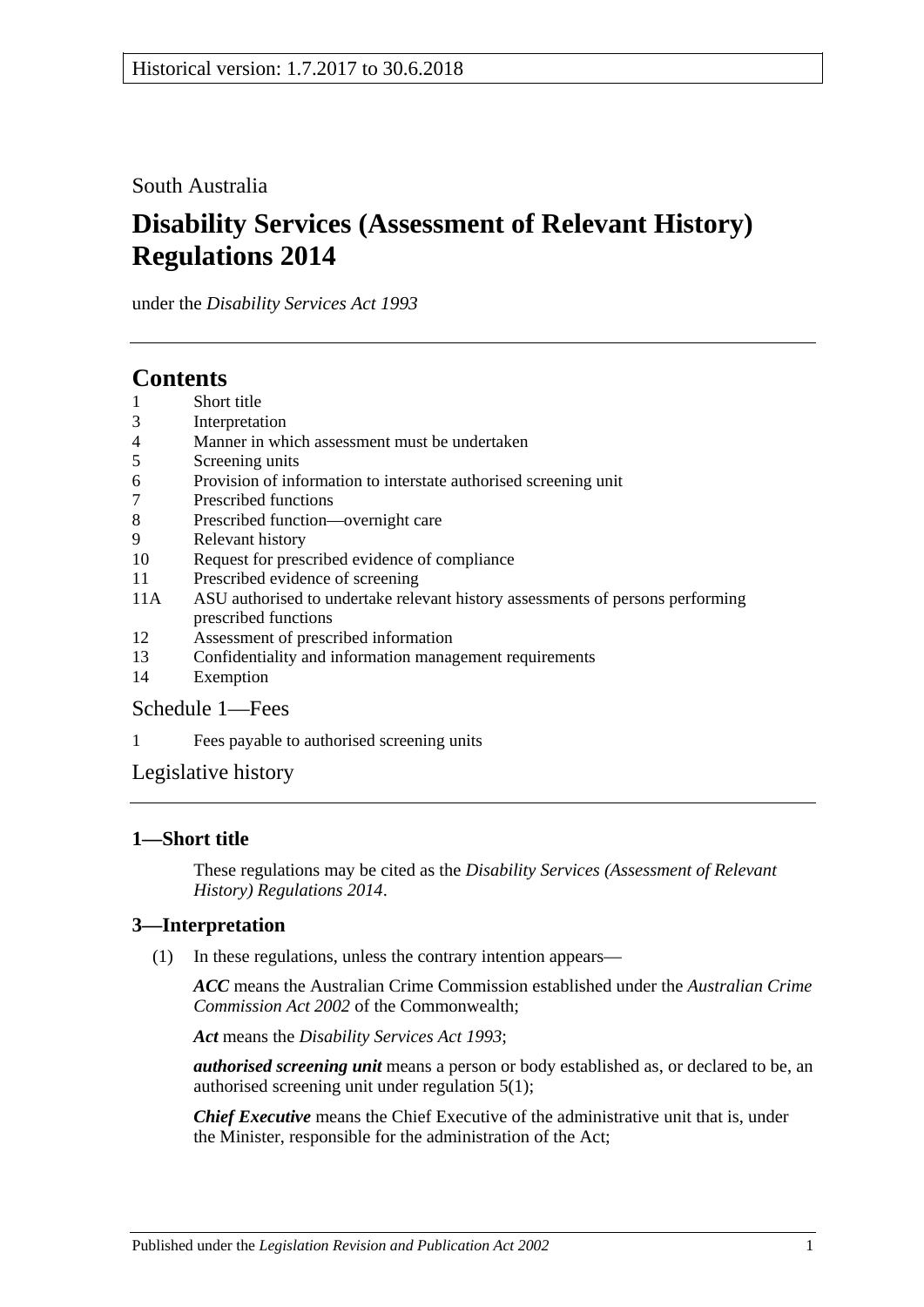Historical version: 1.7.2017 to 30.6.2018

South Australia

# Disability Services (Assessment of Relevant History) Regulations 2014

under the *Disability Services Act 1993*

## Contents

1 Short title
3 Interpretation
4 Manner in which assessment must be undertaken
5 Screening units
6 Provision of information to interstate authorised screening unit
7 Prescribed functions
8 Prescribed function—overnight care
9 Relevant history
10 Request for prescribed evidence of compliance
11 Prescribed evidence of screening
11A ASU authorised to undertake relevant history assessments of persons performing prescribed functions
12 Assessment of prescribed information
13 Confidentiality and information management requirements
14 Exemption

Schedule 1—Fees

1 Fees payable to authorised screening units

Legislative history

### 1—Short title

These regulations may be cited as the *Disability Services (Assessment of Relevant History) Regulations 2014*.

### 3—Interpretation

(1) In these regulations, unless the contrary intention appears—

***ACC*** means the Australian Crime Commission established under the *Australian Crime Commission Act 2002* of the Commonwealth;

***Act*** means the *Disability Services Act 1993*;

***authorised screening unit*** means a person or body established as, or declared to be, an authorised screening unit under regulation 5(1);

***Chief Executive*** means the Chief Executive of the administrative unit that is, under the Minister, responsible for the administration of the Act;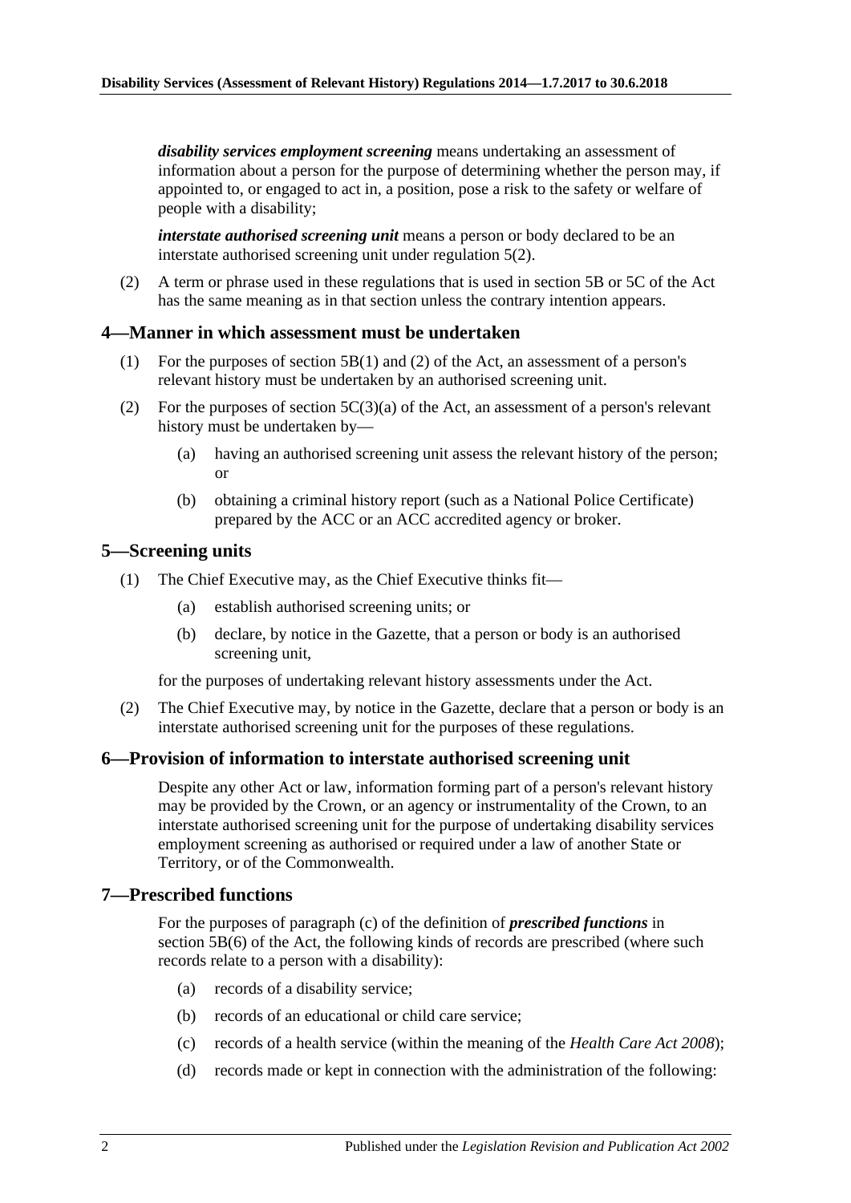***disability services employment screening*** means undertaking an assessment of information about a person for the purpose of determining whether the person may, if appointed to, or engaged to act in, a position, pose a risk to the safety or welfare of people with a disability;

***interstate authorised screening unit*** means a person or body declared to be an interstate authorised screening unit under regulation 5(2).

(2) A term or phrase used in these regulations that is used in section 5B or 5C of the Act has the same meaning as in that section unless the contrary intention appears.

## 4—Manner in which assessment must be undertaken

(1) For the purposes of section 5B(1) and (2) of the Act, an assessment of a person's relevant history must be undertaken by an authorised screening unit.

(2) For the purposes of section 5C(3)(a) of the Act, an assessment of a person's relevant history must be undertaken by—

(a) having an authorised screening unit assess the relevant history of the person; or

(b) obtaining a criminal history report (such as a National Police Certificate) prepared by the ACC or an ACC accredited agency or broker.

## 5—Screening units

(1) The Chief Executive may, as the Chief Executive thinks fit—

(a) establish authorised screening units; or

(b) declare, by notice in the Gazette, that a person or body is an authorised screening unit,

for the purposes of undertaking relevant history assessments under the Act.

(2) The Chief Executive may, by notice in the Gazette, declare that a person or body is an interstate authorised screening unit for the purposes of these regulations.

## 6—Provision of information to interstate authorised screening unit

Despite any other Act or law, information forming part of a person's relevant history may be provided by the Crown, or an agency or instrumentality of the Crown, to an interstate authorised screening unit for the purpose of undertaking disability services employment screening as authorised or required under a law of another State or Territory, or of the Commonwealth.

## 7—Prescribed functions

For the purposes of paragraph (c) of the definition of ***prescribed functions*** in section 5B(6) of the Act, the following kinds of records are prescribed (where such records relate to a person with a disability):

(a) records of a disability service;

(b) records of an educational or child care service;

(c) records of a health service (within the meaning of the *Health Care Act 2008*);

(d) records made or kept in connection with the administration of the following: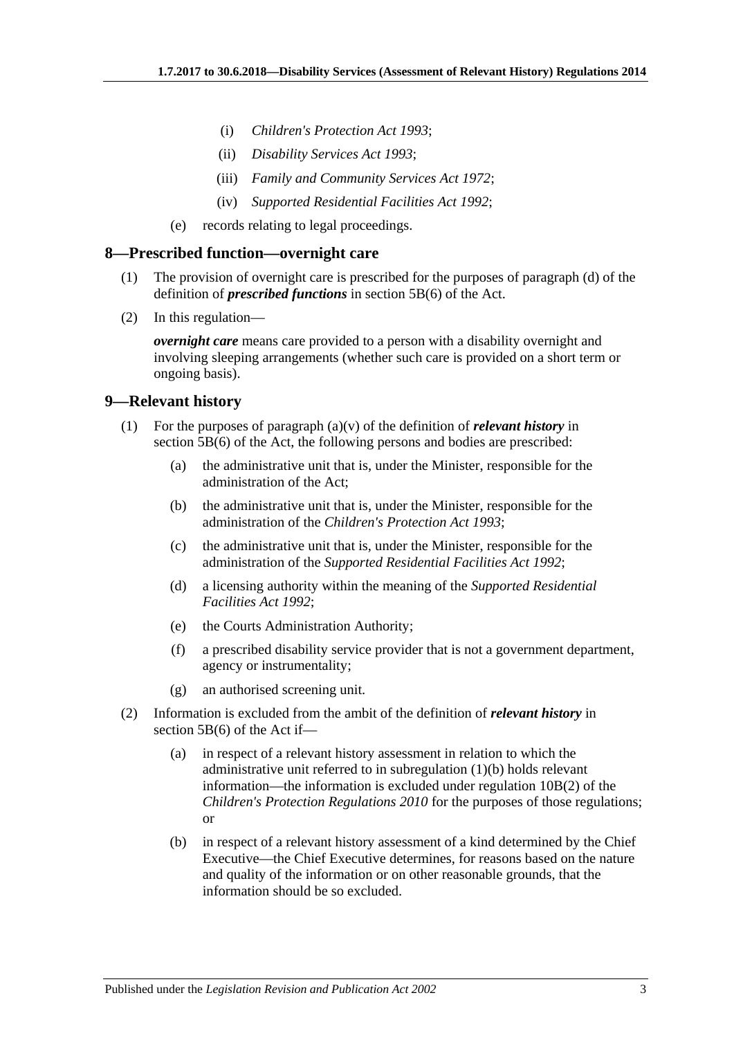(i) *Children's Protection Act 1993*;

(ii) *Disability Services Act 1993*;

(iii) *Family and Community Services Act 1972*;

(iv) *Supported Residential Facilities Act 1992*;

(e) records relating to legal proceedings.

## 8—Prescribed function—overnight care

(1) The provision of overnight care is prescribed for the purposes of paragraph (d) of the definition of ***prescribed functions*** in section 5B(6) of the Act.

(2) In this regulation—

***overnight care*** means care provided to a person with a disability overnight and involving sleeping arrangements (whether such care is provided on a short term or ongoing basis).

## 9—Relevant history

(1) For the purposes of paragraph (a)(v) of the definition of ***relevant history*** in section 5B(6) of the Act, the following persons and bodies are prescribed:

(a) the administrative unit that is, under the Minister, responsible for the administration of the Act;

(b) the administrative unit that is, under the Minister, responsible for the administration of the *Children's Protection Act 1993*;

(c) the administrative unit that is, under the Minister, responsible for the administration of the *Supported Residential Facilities Act 1992*;

(d) a licensing authority within the meaning of the *Supported Residential Facilities Act 1992*;

(e) the Courts Administration Authority;

(f) a prescribed disability service provider that is not a government department, agency or instrumentality;

(g) an authorised screening unit.

(2) Information is excluded from the ambit of the definition of ***relevant history*** in section 5B(6) of the Act if—

(a) in respect of a relevant history assessment in relation to which the administrative unit referred to in subregulation (1)(b) holds relevant information—the information is excluded under regulation 10B(2) of the *Children's Protection Regulations 2010* for the purposes of those regulations; or

(b) in respect of a relevant history assessment of a kind determined by the Chief Executive—the Chief Executive determines, for reasons based on the nature and quality of the information or on other reasonable grounds, that the information should be so excluded.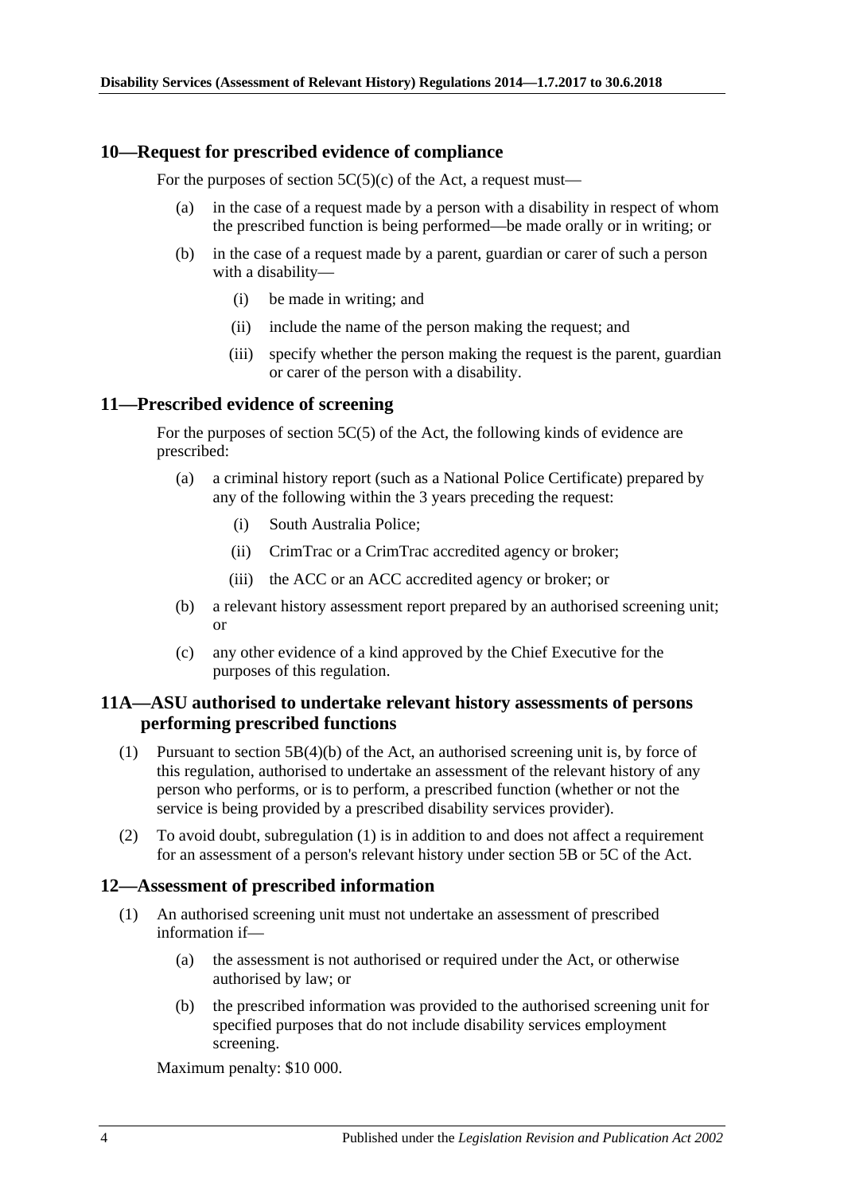## 10—Request for prescribed evidence of compliance

For the purposes of section 5C(5)(c) of the Act, a request must—

(a) in the case of a request made by a person with a disability in respect of whom the prescribed function is being performed—be made orally or in writing; or

(b) in the case of a request made by a parent, guardian or carer of such a person with a disability—

(i) be made in writing; and

(ii) include the name of the person making the request; and

(iii) specify whether the person making the request is the parent, guardian or carer of the person with a disability.

## 11—Prescribed evidence of screening

For the purposes of section 5C(5) of the Act, the following kinds of evidence are prescribed:

(a) a criminal history report (such as a National Police Certificate) prepared by any of the following within the 3 years preceding the request:

(i) South Australia Police;

(ii) CrimTrac or a CrimTrac accredited agency or broker;

(iii) the ACC or an ACC accredited agency or broker; or

(b) a relevant history assessment report prepared by an authorised screening unit; or

(c) any other evidence of a kind approved by the Chief Executive for the purposes of this regulation.

## 11A—ASU authorised to undertake relevant history assessments of persons performing prescribed functions

(1) Pursuant to section 5B(4)(b) of the Act, an authorised screening unit is, by force of this regulation, authorised to undertake an assessment of the relevant history of any person who performs, or is to perform, a prescribed function (whether or not the service is being provided by a prescribed disability services provider).

(2) To avoid doubt, subregulation (1) is in addition to and does not affect a requirement for an assessment of a person's relevant history under section 5B or 5C of the Act.

## 12—Assessment of prescribed information

(1) An authorised screening unit must not undertake an assessment of prescribed information if—

(a) the assessment is not authorised or required under the Act, or otherwise authorised by law; or

(b) the prescribed information was provided to the authorised screening unit for specified purposes that do not include disability services employment screening.

Maximum penalty: $10 000.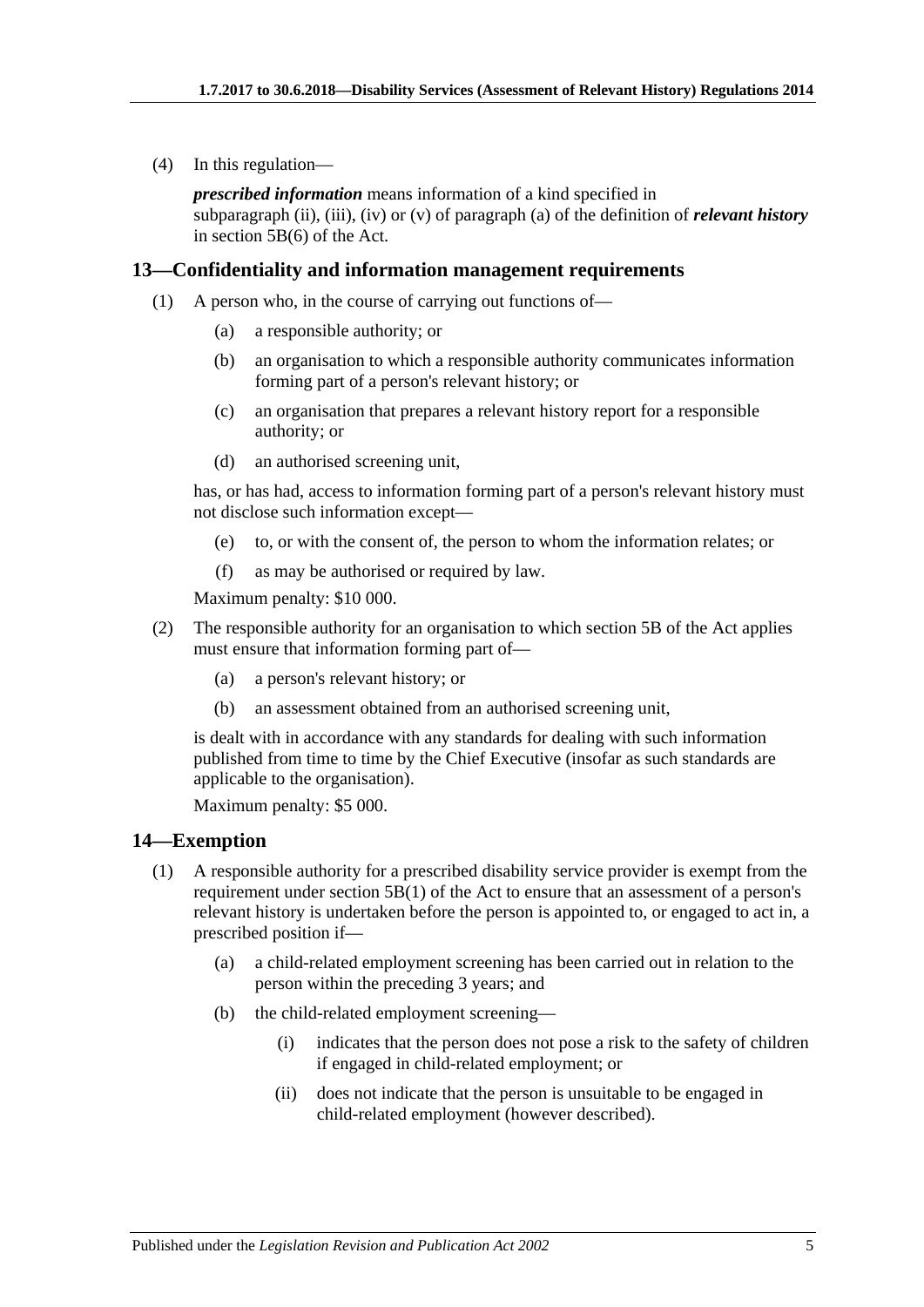(4) In this regulation—

*prescribed information* means information of a kind specified in subparagraph (ii), (iii), (iv) or (v) of paragraph (a) of the definition of ***relevant history*** in section 5B(6) of the Act.

## 13—Confidentiality and information management requirements

(1) A person who, in the course of carrying out functions of—

- (a) a responsible authority; or
- (b) an organisation to which a responsible authority communicates information forming part of a person's relevant history; or
- (c) an organisation that prepares a relevant history report for a responsible authority; or
- (d) an authorised screening unit,

has, or has had, access to information forming part of a person's relevant history must not disclose such information except—

- (e) to, or with the consent of, the person to whom the information relates; or
- (f) as may be authorised or required by law.

Maximum penalty: $10 000.

(2) The responsible authority for an organisation to which section 5B of the Act applies must ensure that information forming part of—

- (a) a person's relevant history; or
- (b) an assessment obtained from an authorised screening unit,

is dealt with in accordance with any standards for dealing with such information published from time to time by the Chief Executive (insofar as such standards are applicable to the organisation).

Maximum penalty: $5 000.

## 14—Exemption

(1) A responsible authority for a prescribed disability service provider is exempt from the requirement under section 5B(1) of the Act to ensure that an assessment of a person's relevant history is undertaken before the person is appointed to, or engaged to act in, a prescribed position if—

- (a) a child-related employment screening has been carried out in relation to the person within the preceding 3 years; and
- (b) the child-related employment screening—
  - (i) indicates that the person does not pose a risk to the safety of children if engaged in child-related employment; or
  - (ii) does not indicate that the person is unsuitable to be engaged in child-related employment (however described).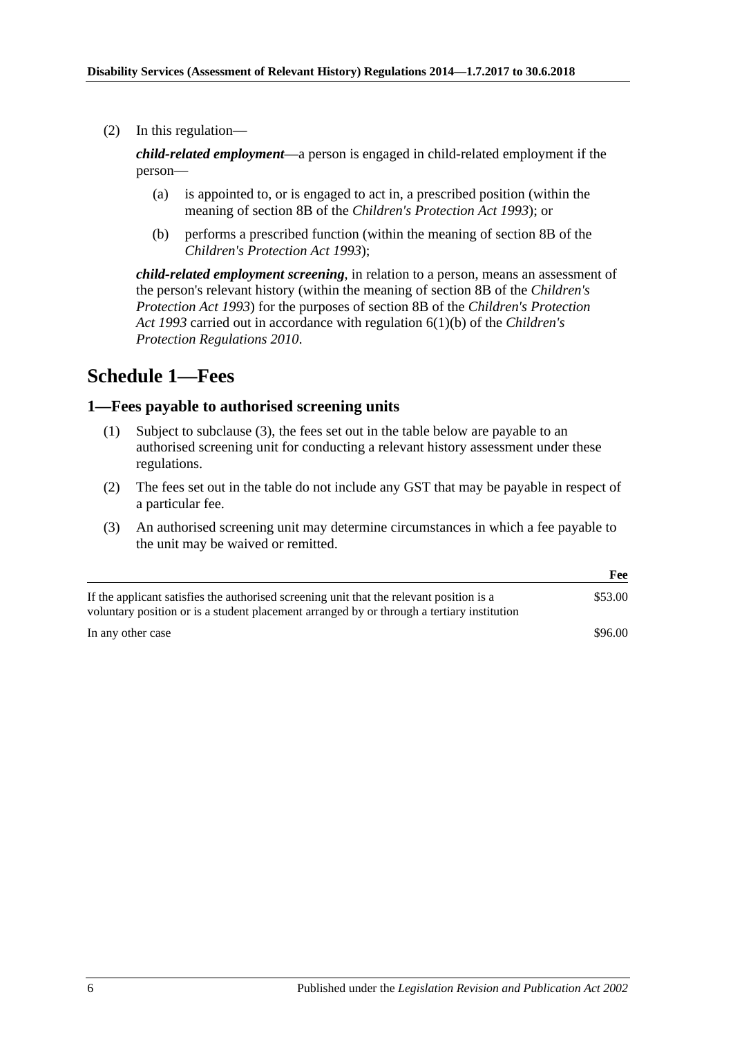(2) In this regulation—

***child-related employment***—a person is engaged in child-related employment if the person—

(a) is appointed to, or is engaged to act in, a prescribed position (within the meaning of section 8B of the *Children's Protection Act 1993*); or

(b) performs a prescribed function (within the meaning of section 8B of the *Children's Protection Act 1993*);

***child-related employment screening***, in relation to a person, means an assessment of the person's relevant history (within the meaning of section 8B of the *Children's Protection Act 1993*) for the purposes of section 8B of the *Children's Protection Act 1993* carried out in accordance with regulation 6(1)(b) of the *Children's Protection Regulations 2010*.

## Schedule 1—Fees

### 1—Fees payable to authorised screening units

(1) Subject to subclause (3), the fees set out in the table below are payable to an authorised screening unit for conducting a relevant history assessment under these regulations.

(2) The fees set out in the table do not include any GST that may be payable in respect of a particular fee.

(3) An authorised screening unit may determine circumstances in which a fee payable to the unit may be waived or remitted.

| | **Fee** |
|---|---|
| If the applicant satisfies the authorised screening unit that the relevant position is a voluntary position or is a student placement arranged by or through a tertiary institution | $53.00 |
| In any other case | $96.00 |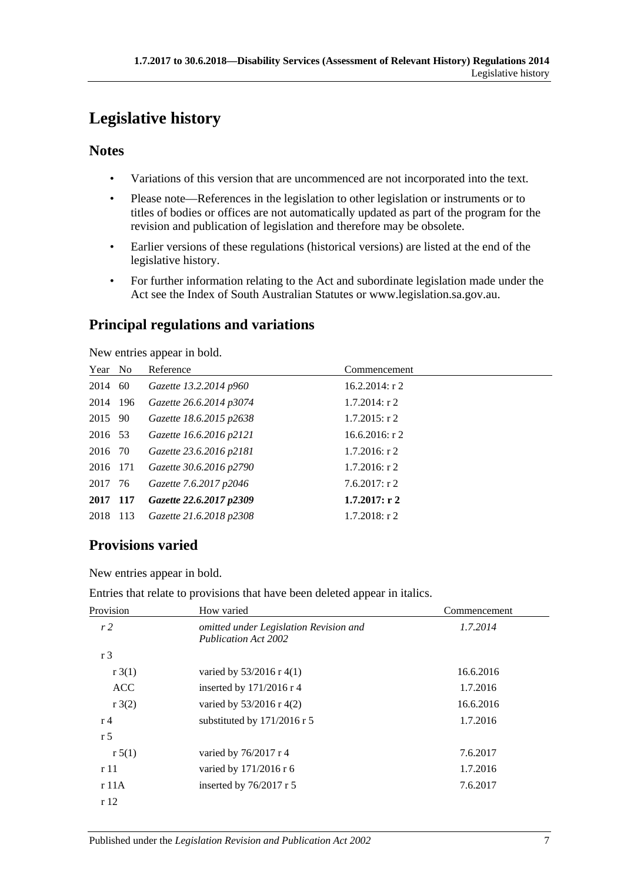# Legislative history

## Notes

- Variations of this version that are uncommenced are not incorporated into the text.
- Please note—References in the legislation to other legislation or instruments or to titles of bodies or offices are not automatically updated as part of the program for the revision and publication of legislation and therefore may be obsolete.
- Earlier versions of these regulations (historical versions) are listed at the end of the legislative history.
- For further information relating to the Act and subordinate legislation made under the Act see the Index of South Australian Statutes or www.legislation.sa.gov.au.

## Principal regulations and variations

New entries appear in bold.

| Year | No | Reference | Commencement |
|---|---|---|---|
| 2014 | 60 | *Gazette 13.2.2014 p960* | 16.2.2014: r 2 |
| 2014 | 196 | *Gazette 26.6.2014 p3074* | 1.7.2014: r 2 |
| 2015 | 90 | *Gazette 18.6.2015 p2638* | 1.7.2015: r 2 |
| 2016 | 53 | *Gazette 16.6.2016 p2121* | 16.6.2016: r 2 |
| 2016 | 70 | *Gazette 23.6.2016 p2181* | 1.7.2016: r 2 |
| 2016 | 171 | *Gazette 30.6.2016 p2790* | 1.7.2016: r 2 |
| 2017 | 76 | *Gazette 7.6.2017 p2046* | 7.6.2017: r 2 |
| **2017** | **117** | ***Gazette 22.6.2017 p2309*** | **1.7.2017: r 2** |
| 2018 | 113 | *Gazette 21.6.2018 p2308* | 1.7.2018: r 2 |

## Provisions varied

New entries appear in bold.

Entries that relate to provisions that have been deleted appear in italics.

| Provision | How varied | Commencement |
|---|---|---|
| *r 2* | *omitted under Legislation Revision and Publication Act 2002* | *1.7.2014* |
| r 3 | | |
| r 3(1) | varied by 53/2016 r 4(1) | 16.6.2016 |
| ACC | inserted by 171/2016 r 4 | 1.7.2016 |
| r 3(2) | varied by 53/2016 r 4(2) | 16.6.2016 |
| r 4 | substituted by 171/2016 r 5 | 1.7.2016 |
| r 5 | | |
| r 5(1) | varied by 76/2017 r 4 | 7.6.2017 |
| r 11 | varied by 171/2016 r 6 | 1.7.2016 |
| r 11A | inserted by 76/2017 r 5 | 7.6.2017 |
| r 12 | | |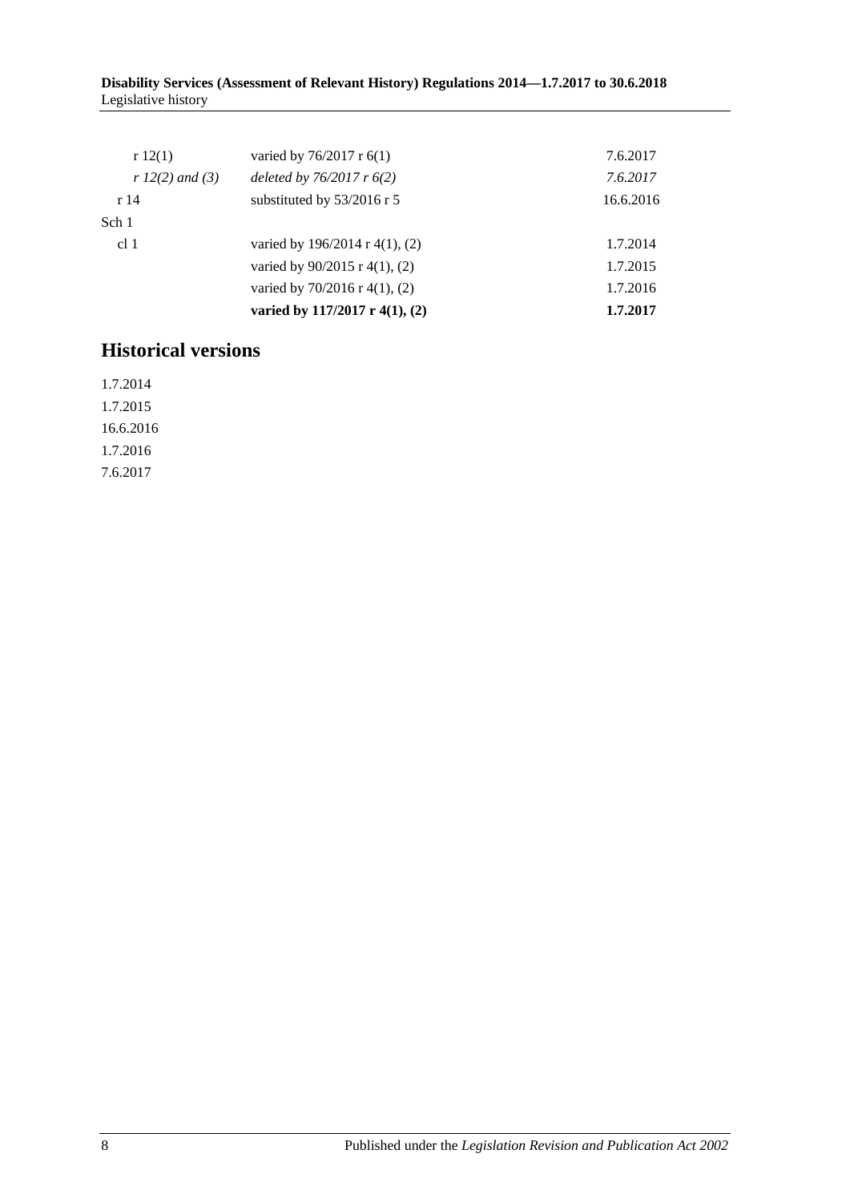| | | |
|---|---|---|
| r 12(1) | varied by 76/2017 r 6(1) | 7.6.2017 |
| *r 12(2) and (3)* | *deleted by 76/2017 r 6(2)* | *7.6.2017* |
| r 14 | substituted by 53/2016 r 5 | 16.6.2016 |
| Sch 1 | | |
| cl 1 | varied by 196/2014 r 4(1), (2) | 1.7.2014 |
| | varied by 90/2015 r 4(1), (2) | 1.7.2015 |
| | varied by 70/2016 r 4(1), (2) | 1.7.2016 |
| | **varied by 117/2017 r 4(1), (2)** | **1.7.2017** |

## Historical versions

1.7.2014

1.7.2015

16.6.2016

1.7.2016

7.6.2017